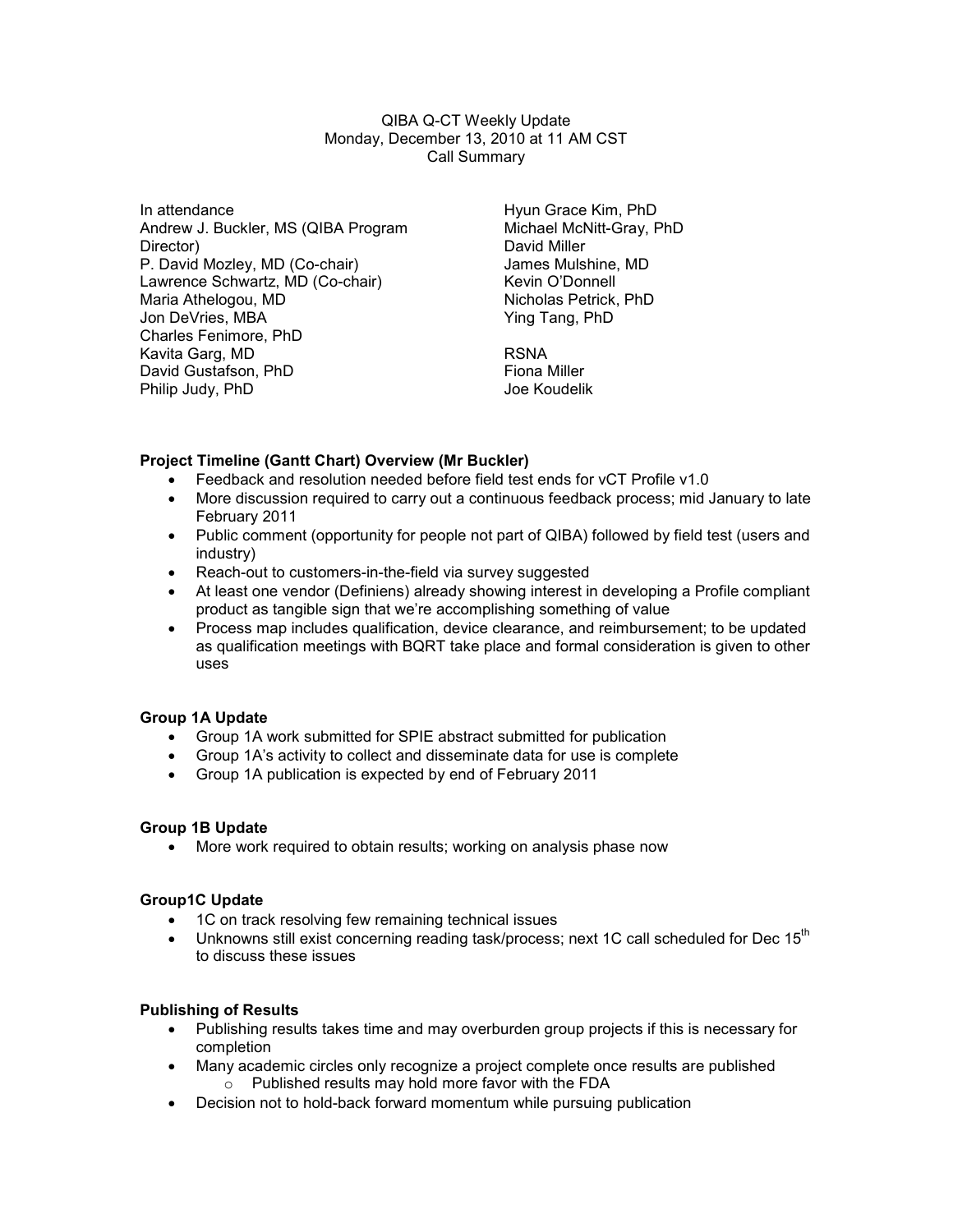QIBA Q-CT Weekly Update
Monday, December 13, 2010 at 11 AM CST
Call Summary

In attendance
Andrew J. Buckler, MS (QIBA Program Director)
P. David Mozley, MD (Co-chair)
Lawrence Schwartz, MD (Co-chair)
Maria Athelogou, MD
Jon DeVries, MBA
Charles Fenimore, PhD
Kavita Garg, MD
David Gustafson, PhD
Philip Judy, PhD
Hyun Grace Kim, PhD
Michael McNitt-Gray, PhD
David Miller
James Mulshine, MD
Kevin O'Donnell
Nicholas Petrick, PhD
Ying Tang, PhD

RSNA
Fiona Miller
Joe Koudelik

**Project Timeline (Gantt Chart) Overview (Mr Buckler)**

- Feedback and resolution needed before field test ends for vCT Profile v1.0
- More discussion required to carry out a continuous feedback process; mid January to late February 2011
- Public comment (opportunity for people not part of QIBA) followed by field test (users and industry)
- Reach-out to customers-in-the-field via survey suggested
- At least one vendor (Definiens) already showing interest in developing a Profile compliant product as tangible sign that we're accomplishing something of value
- Process map includes qualification, device clearance, and reimbursement; to be updated as qualification meetings with BQRT take place and formal consideration is given to other uses

**Group 1A Update**

- Group 1A work submitted for SPIE abstract submitted for publication
- Group 1A's activity to collect and disseminate data for use is complete
- Group 1A publication is expected by end of February 2011

**Group 1B Update**

- More work required to obtain results; working on analysis phase now

**Group1C Update**

- 1C on track resolving few remaining technical issues
- Unknowns still exist concerning reading task/process; next 1C call scheduled for Dec 15th to discuss these issues

**Publishing of Results**

- Publishing results takes time and may overburden group projects if this is necessary for completion
- Many academic circles only recognize a project complete once results are published
  - Published results may hold more favor with the FDA
- Decision not to hold-back forward momentum while pursuing publication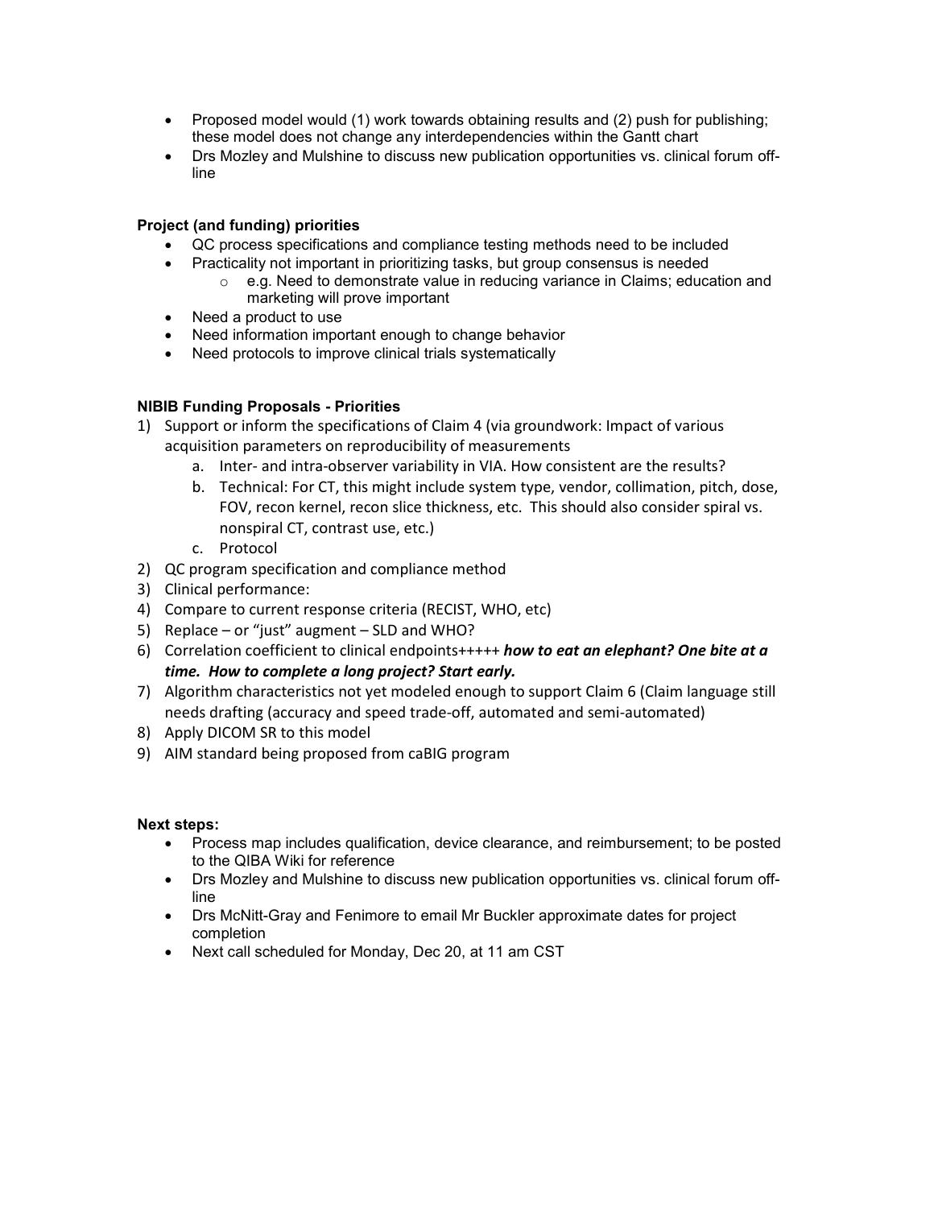- Proposed model would (1) work towards obtaining results and (2) push for publishing; these model does not change any interdependencies within the Gantt chart
- Drs Mozley and Mulshine to discuss new publication opportunities vs. clinical forum off-line

**Project (and funding) priorities**

- QC process specifications and compliance testing methods need to be included
- Practicality not important in prioritizing tasks, but group consensus is needed
  - e.g. Need to demonstrate value in reducing variance in Claims; education and marketing will prove important
- Need a product to use
- Need information important enough to change behavior
- Need protocols to improve clinical trials systematically

**NIBIB Funding Proposals - Priorities**

1) Support or inform the specifications of Claim 4 (via groundwork: Impact of various acquisition parameters on reproducibility of measurements
   a. Inter- and intra-observer variability in VIA. How consistent are the results?
   b. Technical: For CT, this might include system type, vendor, collimation, pitch, dose, FOV, recon kernel, recon slice thickness, etc. This should also consider spiral vs. nonspiral CT, contrast use, etc.)
   c. Protocol
2) QC program specification and compliance method
3) Clinical performance:
4) Compare to current response criteria (RECIST, WHO, etc)
5) Replace – or "just" augment – SLD and WHO?
6) Correlation coefficient to clinical endpoints+++++ ***how to eat an elephant? One bite at a time. How to complete a long project? Start early.***
7) Algorithm characteristics not yet modeled enough to support Claim 6 (Claim language still needs drafting (accuracy and speed trade-off, automated and semi-automated)
8) Apply DICOM SR to this model
9) AIM standard being proposed from caBIG program

**Next steps:**

- Process map includes qualification, device clearance, and reimbursement; to be posted to the QIBA Wiki for reference
- Drs Mozley and Mulshine to discuss new publication opportunities vs. clinical forum off-line
- Drs McNitt-Gray and Fenimore to email Mr Buckler approximate dates for project completion
- Next call scheduled for Monday, Dec 20, at 11 am CST